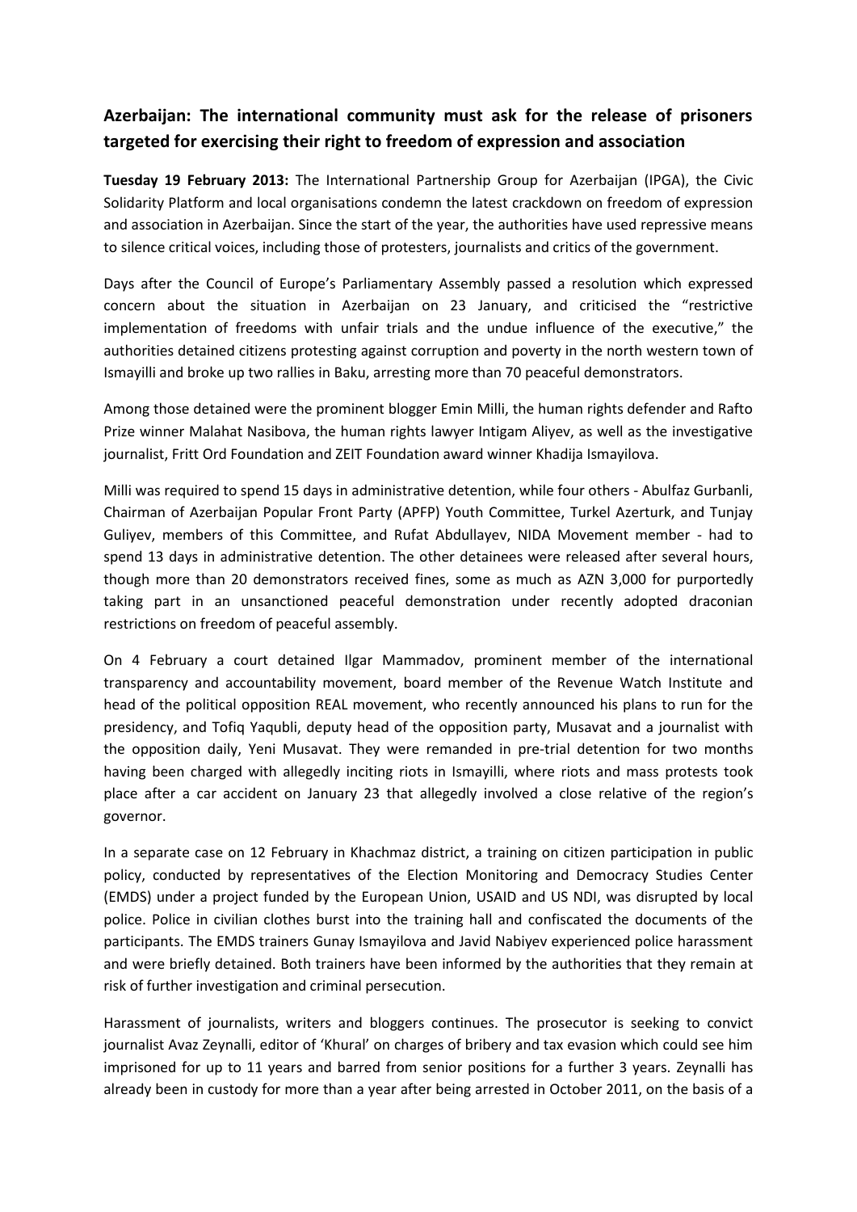## Azerbaijan: The international community must ask for the release of prisoners targeted for exercising their right to freedom of expression and association

**Tuesday 19 February 2013:** The International Partnership Group for Azerbaijan (IPGA), the Civic Solidarity Platform and local organisations condemn the latest crackdown on freedom of expression and association in Azerbaijan. Since the start of the year, the authorities have used repressive means to silence critical voices, including those of protesters, journalists and critics of the government.

Days after the Council of Europe's Parliamentary Assembly passed a resolution which expressed concern about the situation in Azerbaijan on 23 January, and criticised the "restrictive implementation of freedoms with unfair trials and the undue influence of the executive," the authorities detained citizens protesting against corruption and poverty in the north western town of Ismayilli and broke up two rallies in Baku, arresting more than 70 peaceful demonstrators.

Among those detained were the prominent blogger Emin Milli, the human rights defender and Rafto Prize winner Malahat Nasibova, the human rights lawyer Intigam Aliyev, as well as the investigative journalist, Fritt Ord Foundation and ZEIT Foundation award winner Khadija Ismayilova.

Milli was required to spend 15 days in administrative detention, while four others - Abulfaz Gurbanli, Chairman of Azerbaijan Popular Front Party (APFP) Youth Committee, Turkel Azerturk, and Tunjay Guliyev, members of this Committee, and Rufat Abdullayev, NIDA Movement member - had to spend 13 days in administrative detention. The other detainees were released after several hours, though more than 20 demonstrators received fines, some as much as AZN 3,000 for purportedly taking part in an unsanctioned peaceful demonstration under recently adopted draconian restrictions on freedom of peaceful assembly.

On 4 February a court detained Ilgar Mammadov, prominent member of the international transparency and accountability movement, board member of the Revenue Watch Institute and head of the political opposition REAL movement, who recently announced his plans to run for the presidency, and Tofiq Yaqubli, deputy head of the opposition party, Musavat and a journalist with the opposition daily, Yeni Musavat. They were remanded in pre-trial detention for two months having been charged with allegedly inciting riots in Ismayilli, where riots and mass protests took place after a car accident on January 23 that allegedly involved a close relative of the region's governor.

In a separate case on 12 February in Khachmaz district, a training on citizen participation in public policy, conducted by representatives of the Election Monitoring and Democracy Studies Center (EMDS) under a project funded by the European Union, USAID and US NDI, was disrupted by local police. Police in civilian clothes burst into the training hall and confiscated the documents of the participants. The EMDS trainers Gunay Ismayilova and Javid Nabiyev experienced police harassment and were briefly detained. Both trainers have been informed by the authorities that they remain at risk of further investigation and criminal persecution.

Harassment of journalists, writers and bloggers continues. The prosecutor is seeking to convict journalist Avaz Zeynalli, editor of 'Khural' on charges of bribery and tax evasion which could see him imprisoned for up to 11 years and barred from senior positions for a further 3 years. Zeynalli has already been in custody for more than a year after being arrested in October 2011, on the basis of a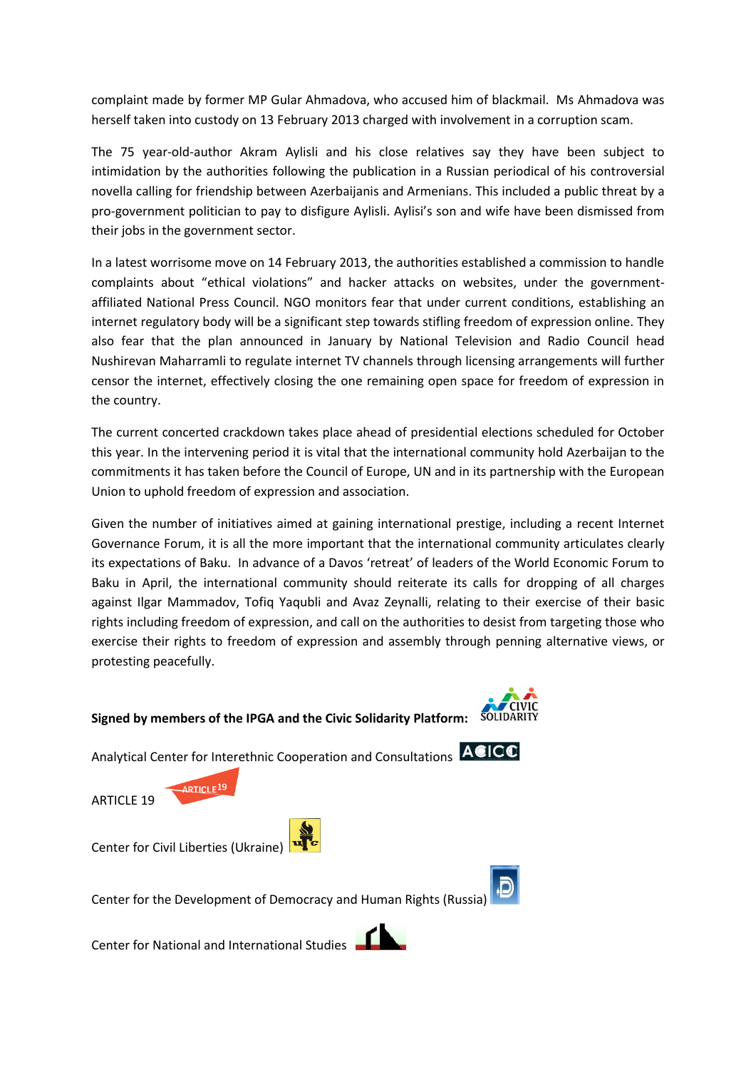complaint made by former MP Gular Ahmadova, who accused him of blackmail. Ms Ahmadova was herself taken into custody on 13 February 2013 charged with involvement in a corruption scam.

The 75 year-old-author Akram Aylisli and his close relatives say they have been subject to intimidation by the authorities following the publication in a Russian periodical of his controversial novella calling for friendship between Azerbaijanis and Armenians. This included a public threat by a pro-government politician to pay to disfigure Aylisli. Aylisi's son and wife have been dismissed from their jobs in the government sector.

In a latest worrisome move on 14 February 2013, the authorities established a commission to handle complaints about "ethical violations" and hacker attacks on websites, under the government-affiliated National Press Council. NGO monitors fear that under current conditions, establishing an internet regulatory body will be a significant step towards stifling freedom of expression online. They also fear that the plan announced in January by National Television and Radio Council head Nushirevan Maharramli to regulate internet TV channels through licensing arrangements will further censor the internet, effectively closing the one remaining open space for freedom of expression in the country.

The current concerted crackdown takes place ahead of presidential elections scheduled for October this year. In the intervening period it is vital that the international community hold Azerbaijan to the commitments it has taken before the Council of Europe, UN and in its partnership with the European Union to uphold freedom of expression and association.

Given the number of initiatives aimed at gaining international prestige, including a recent Internet Governance Forum, it is all the more important that the international community articulates clearly its expectations of Baku. In advance of a Davos 'retreat' of leaders of the World Economic Forum to Baku in April, the international community should reiterate its calls for dropping of all charges against Ilgar Mammadov, Tofiq Yaqubli and Avaz Zeynalli, relating to their exercise of their basic rights including freedom of expression, and call on the authorities to desist from targeting those who exercise their rights to freedom of expression and assembly through penning alternative views, or protesting peacefully.

**Signed by members of the IPGA and the Civic Solidarity Platform:**

Analytical Center for Interethnic Cooperation and Consultations

ARTICLE 19

Center for Civil Liberties (Ukraine)

Center for the Development of Democracy and Human Rights (Russia)

Center for National and International Studies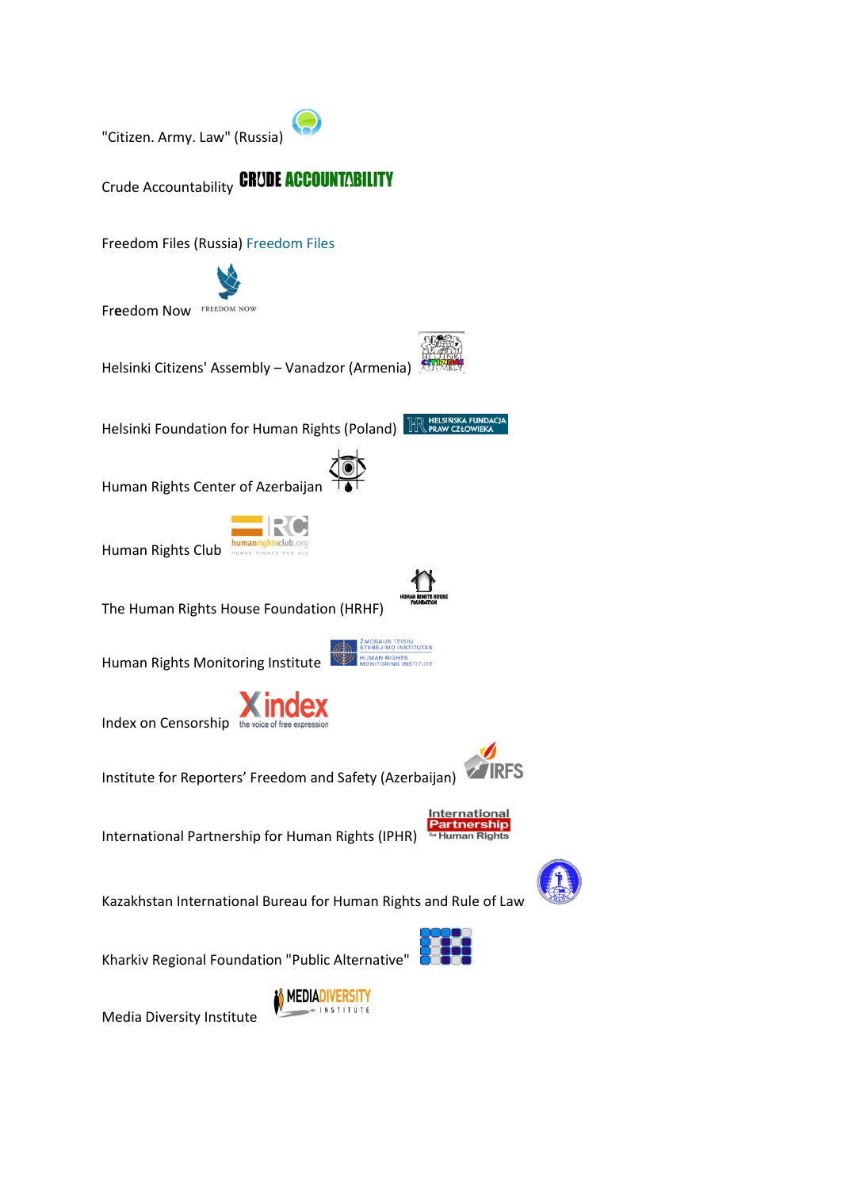"Citizen. Army. Law" (Russia)

Crude Accountability

Freedom Files (Russia) Freedom Files

Freedom Now

Helsinki Citizens' Assembly – Vanadzor (Armenia)

Helsinki Foundation for Human Rights (Poland)

Human Rights Center of Azerbaijan

Human Rights Club

The Human Rights House Foundation (HRHF)

Human Rights Monitoring Institute

Index on Censorship

Institute for Reporters' Freedom and Safety (Azerbaijan)

International Partnership for Human Rights (IPHR)

Kazakhstan International Bureau for Human Rights and Rule of Law

Kharkiv Regional Foundation "Public Alternative"

Media Diversity Institute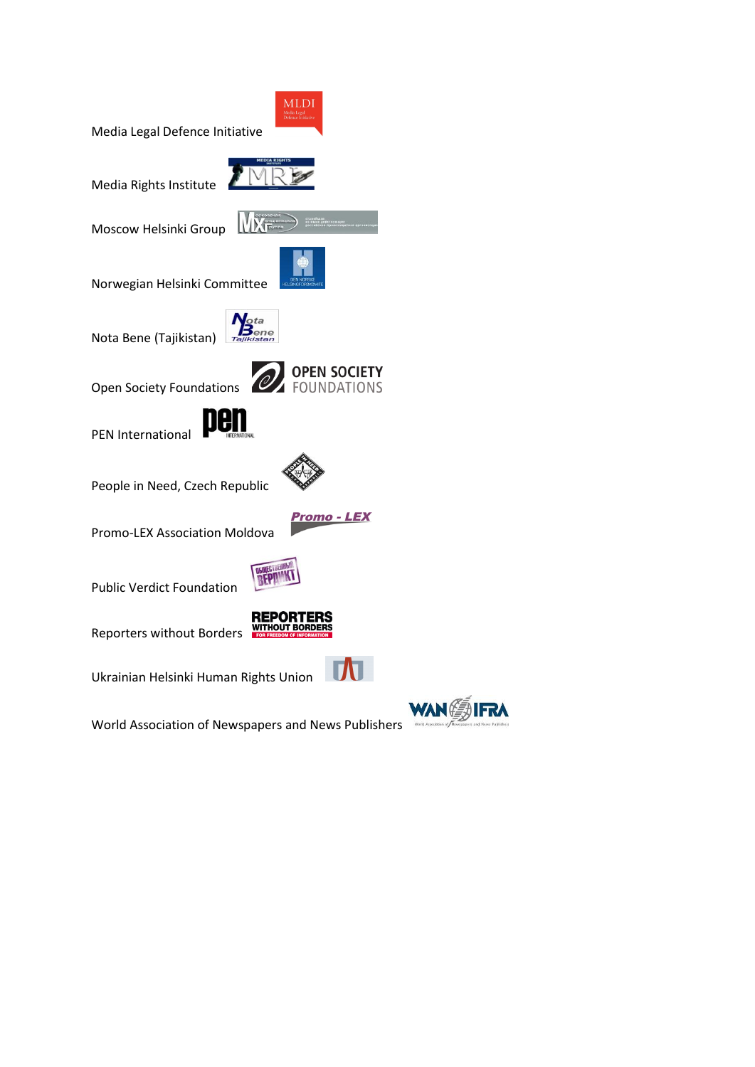Media Legal Defence Initiative

Media Rights Institute

Moscow Helsinki Group

Norwegian Helsinki Committee

Nota Bene (Tajikistan)

Open Society Foundations

PEN International

People in Need, Czech Republic

Promo-LEX Association Moldova

Public Verdict Foundation

Reporters without Borders

Ukrainian Helsinki Human Rights Union

World Association of Newspapers and News Publishers